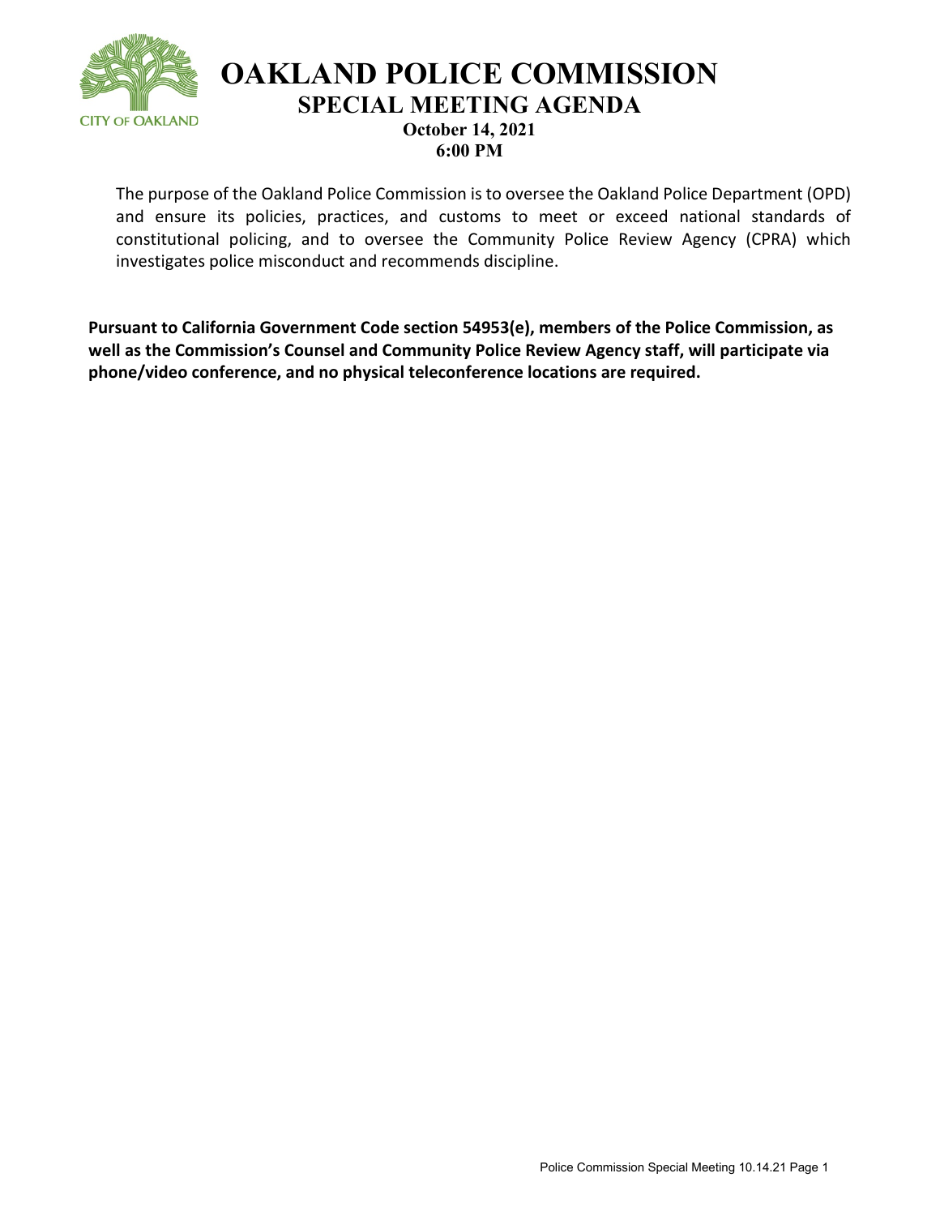# OAKLAND POLICE COMMISSION

## SPECIAL MEETING AGENDA

**October 14, 2021**
**6:00 PM**

The purpose of the Oakland Police Commission is to oversee the Oakland Police Department (OPD) and ensure its policies, practices, and customs to meet or exceed national standards of constitutional policing, and to oversee the Community Police Review Agency (CPRA) which investigates police misconduct and recommends discipline.

**Pursuant to California Government Code section 54953(e), members of the Police Commission, as well as the Commission's Counsel and Community Police Review Agency staff, will participate via phone/video conference, and no physical teleconference locations are required.**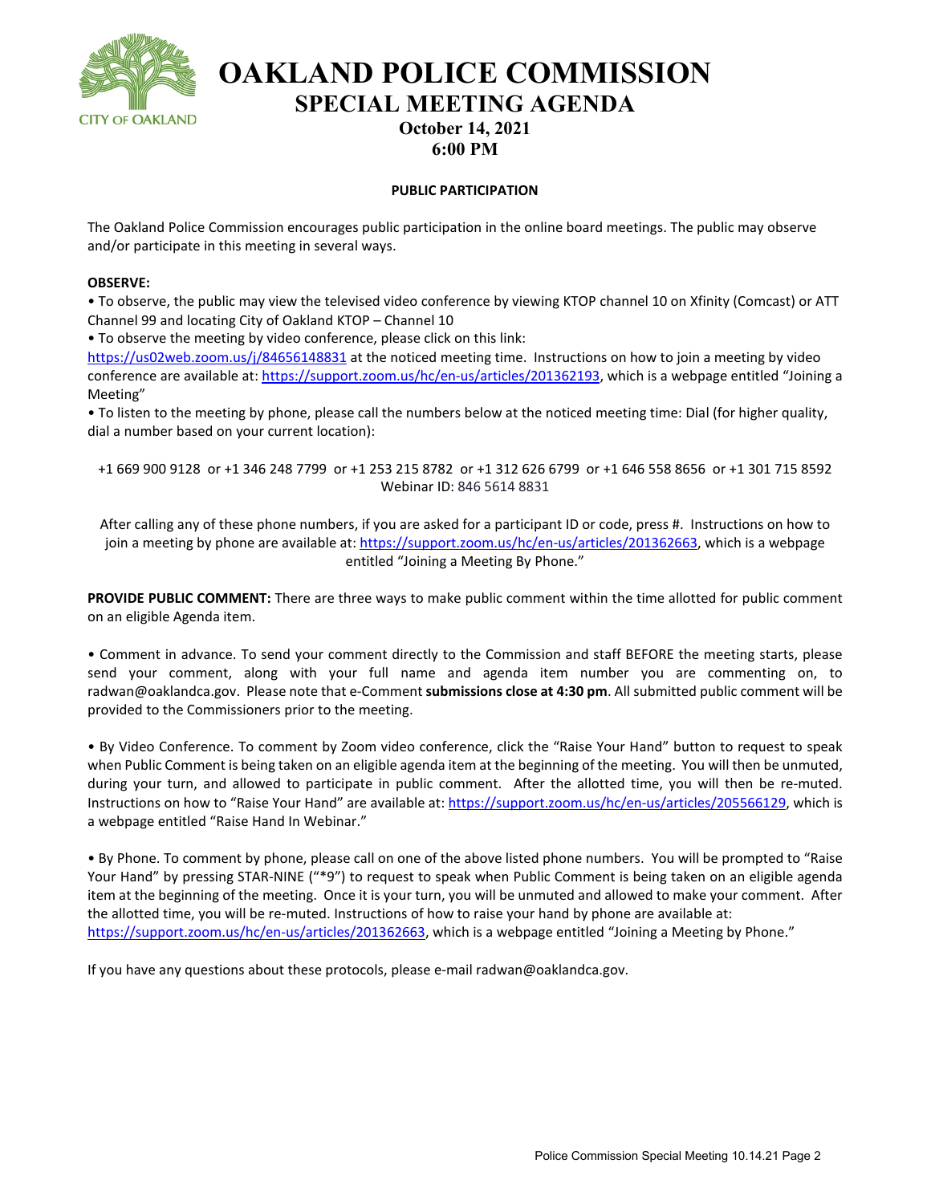# OAKLAND POLICE COMMISSION

## SPECIAL MEETING AGENDA

### October 14, 2021
### 6:00 PM

**PUBLIC PARTICIPATION**

The Oakland Police Commission encourages public participation in the online board meetings. The public may observe and/or participate in this meeting in several ways.

**OBSERVE:**

• To observe, the public may view the televised video conference by viewing KTOP channel 10 on Xfinity (Comcast) or ATT Channel 99 and locating City of Oakland KTOP – Channel 10

• To observe the meeting by video conference, please click on this link: https://us02web.zoom.us/j/84656148831 at the noticed meeting time. Instructions on how to join a meeting by video conference are available at: https://support.zoom.us/hc/en-us/articles/201362193, which is a webpage entitled "Joining a Meeting"

• To listen to the meeting by phone, please call the numbers below at the noticed meeting time: Dial (for higher quality, dial a number based on your current location):

+1 669 900 9128 or +1 346 248 7799 or +1 253 215 8782 or +1 312 626 6799 or +1 646 558 8656 or +1 301 715 8592
Webinar ID: 846 5614 8831

After calling any of these phone numbers, if you are asked for a participant ID or code, press #. Instructions on how to join a meeting by phone are available at: https://support.zoom.us/hc/en-us/articles/201362663, which is a webpage entitled "Joining a Meeting By Phone."

**PROVIDE PUBLIC COMMENT:** There are three ways to make public comment within the time allotted for public comment on an eligible Agenda item.

• Comment in advance. To send your comment directly to the Commission and staff BEFORE the meeting starts, please send your comment, along with your full name and agenda item number you are commenting on, to radwan@oaklandca.gov. Please note that e-Comment **submissions close at 4:30 pm**. All submitted public comment will be provided to the Commissioners prior to the meeting.

• By Video Conference. To comment by Zoom video conference, click the "Raise Your Hand" button to request to speak when Public Comment is being taken on an eligible agenda item at the beginning of the meeting. You will then be unmuted, during your turn, and allowed to participate in public comment. After the allotted time, you will then be re-muted. Instructions on how to "Raise Your Hand" are available at: https://support.zoom.us/hc/en-us/articles/205566129, which is a webpage entitled "Raise Hand In Webinar."

• By Phone. To comment by phone, please call on one of the above listed phone numbers. You will be prompted to "Raise Your Hand" by pressing STAR-NINE ("*9") to request to speak when Public Comment is being taken on an eligible agenda item at the beginning of the meeting. Once it is your turn, you will be unmuted and allowed to make your comment. After the allotted time, you will be re-muted. Instructions of how to raise your hand by phone are available at: https://support.zoom.us/hc/en-us/articles/201362663, which is a webpage entitled "Joining a Meeting by Phone."

If you have any questions about these protocols, please e-mail radwan@oaklandca.gov.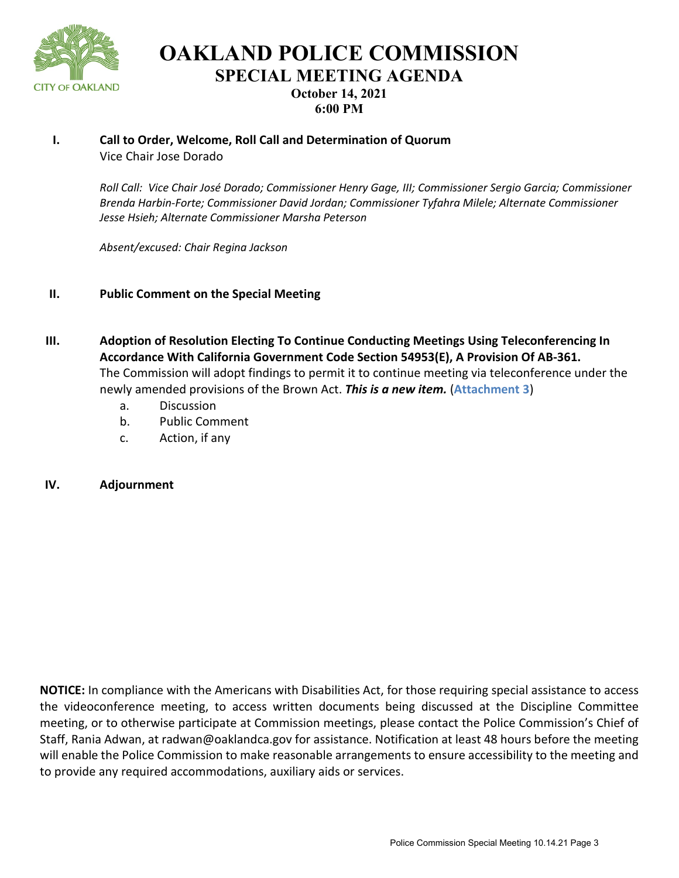# OAKLAND POLICE COMMISSION
## SPECIAL MEETING AGENDA
**October 14, 2021**
**6:00 PM**

**I. Call to Order, Welcome, Roll Call and Determination of Quorum**
Vice Chair Jose Dorado

*Roll Call: Vice Chair José Dorado; Commissioner Henry Gage, III; Commissioner Sergio Garcia; Commissioner Brenda Harbin-Forte; Commissioner David Jordan; Commissioner Tyfahra Milele; Alternate Commissioner Jesse Hsieh; Alternate Commissioner Marsha Peterson*

*Absent/excused: Chair Regina Jackson*

**II. Public Comment on the Special Meeting**

**III. Adoption of Resolution Electing To Continue Conducting Meetings Using Teleconferencing In Accordance With California Government Code Section 54953(E), A Provision Of AB-361.**
The Commission will adopt findings to permit it to continue meeting via teleconference under the newly amended provisions of the Brown Act. ***This is a new item.*** (**Attachment 3**)

a. Discussion
b. Public Comment
c. Action, if any

**IV. Adjournment**

**NOTICE:** In compliance with the Americans with Disabilities Act, for those requiring special assistance to access the videoconference meeting, to access written documents being discussed at the Discipline Committee meeting, or to otherwise participate at Commission meetings, please contact the Police Commission's Chief of Staff, Rania Adwan, at radwan@oaklandca.gov for assistance. Notification at least 48 hours before the meeting will enable the Police Commission to make reasonable arrangements to ensure accessibility to the meeting and to provide any required accommodations, auxiliary aids or services.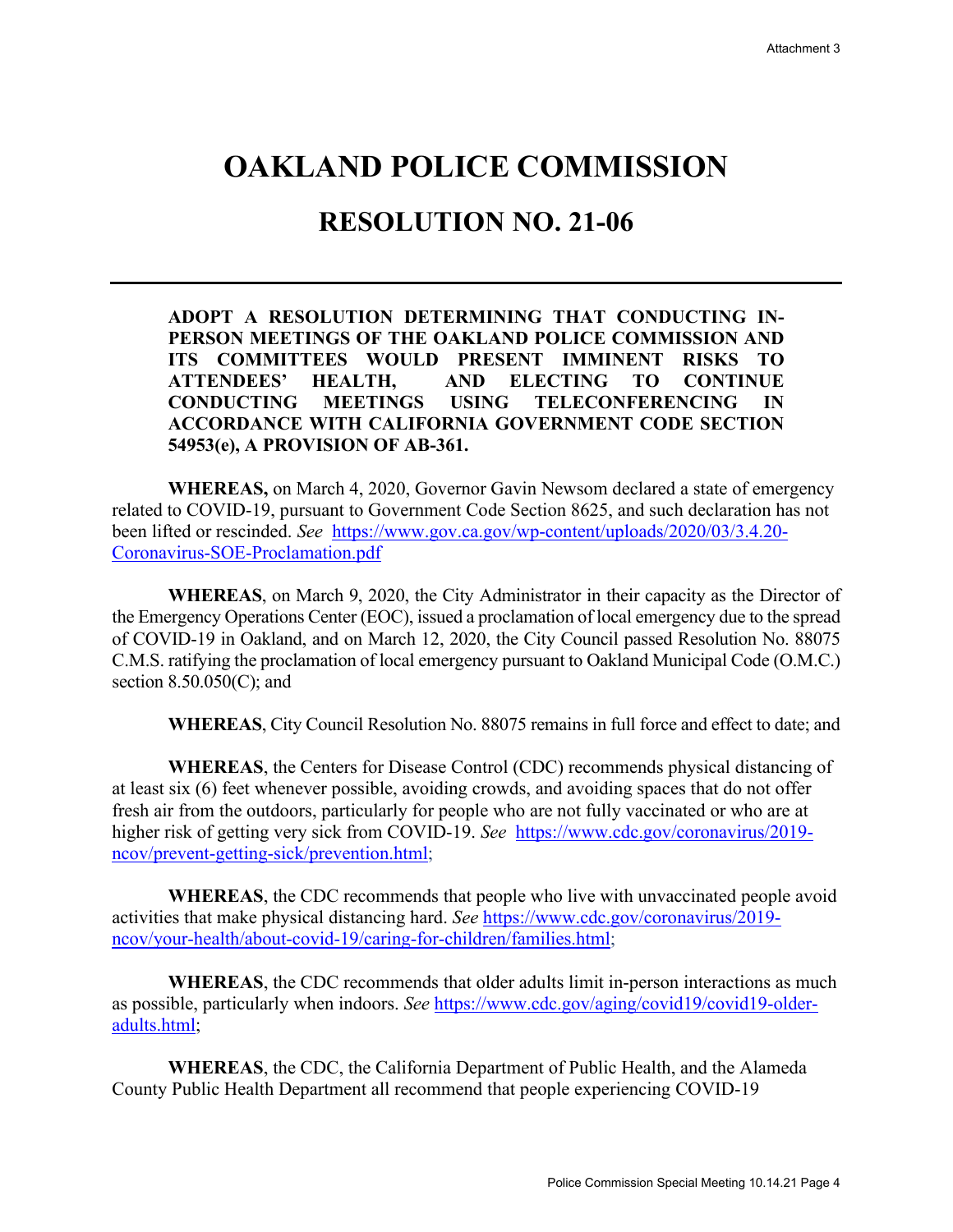# OAKLAND POLICE COMMISSION

## RESOLUTION NO. 21-06

**ADOPT A RESOLUTION DETERMINING THAT CONDUCTING IN-PERSON MEETINGS OF THE OAKLAND POLICE COMMISSION AND ITS COMMITTEES WOULD PRESENT IMMINENT RISKS TO ATTENDEES' HEALTH, AND ELECTING TO CONTINUE CONDUCTING MEETINGS USING TELECONFERENCING IN ACCORDANCE WITH CALIFORNIA GOVERNMENT CODE SECTION 54953(e), A PROVISION OF AB-361.**

**WHEREAS,** on March 4, 2020, Governor Gavin Newsom declared a state of emergency related to COVID-19, pursuant to Government Code Section 8625, and such declaration has not been lifted or rescinded. *See* https://www.gov.ca.gov/wp-content/uploads/2020/03/3.4.20-Coronavirus-SOE-Proclamation.pdf

**WHEREAS**, on March 9, 2020, the City Administrator in their capacity as the Director of the Emergency Operations Center (EOC), issued a proclamation of local emergency due to the spread of COVID-19 in Oakland, and on March 12, 2020, the City Council passed Resolution No. 88075 C.M.S. ratifying the proclamation of local emergency pursuant to Oakland Municipal Code (O.M.C.) section 8.50.050(C); and

**WHEREAS**, City Council Resolution No. 88075 remains in full force and effect to date; and

**WHEREAS**, the Centers for Disease Control (CDC) recommends physical distancing of at least six (6) feet whenever possible, avoiding crowds, and avoiding spaces that do not offer fresh air from the outdoors, particularly for people who are not fully vaccinated or who are at higher risk of getting very sick from COVID-19. *See* https://www.cdc.gov/coronavirus/2019-ncov/prevent-getting-sick/prevention.html;

**WHEREAS**, the CDC recommends that people who live with unvaccinated people avoid activities that make physical distancing hard. *See* https://www.cdc.gov/coronavirus/2019-ncov/your-health/about-covid-19/caring-for-children/families.html;

**WHEREAS**, the CDC recommends that older adults limit in-person interactions as much as possible, particularly when indoors. *See* https://www.cdc.gov/aging/covid19/covid19-older-adults.html;

**WHEREAS**, the CDC, the California Department of Public Health, and the Alameda County Public Health Department all recommend that people experiencing COVID-19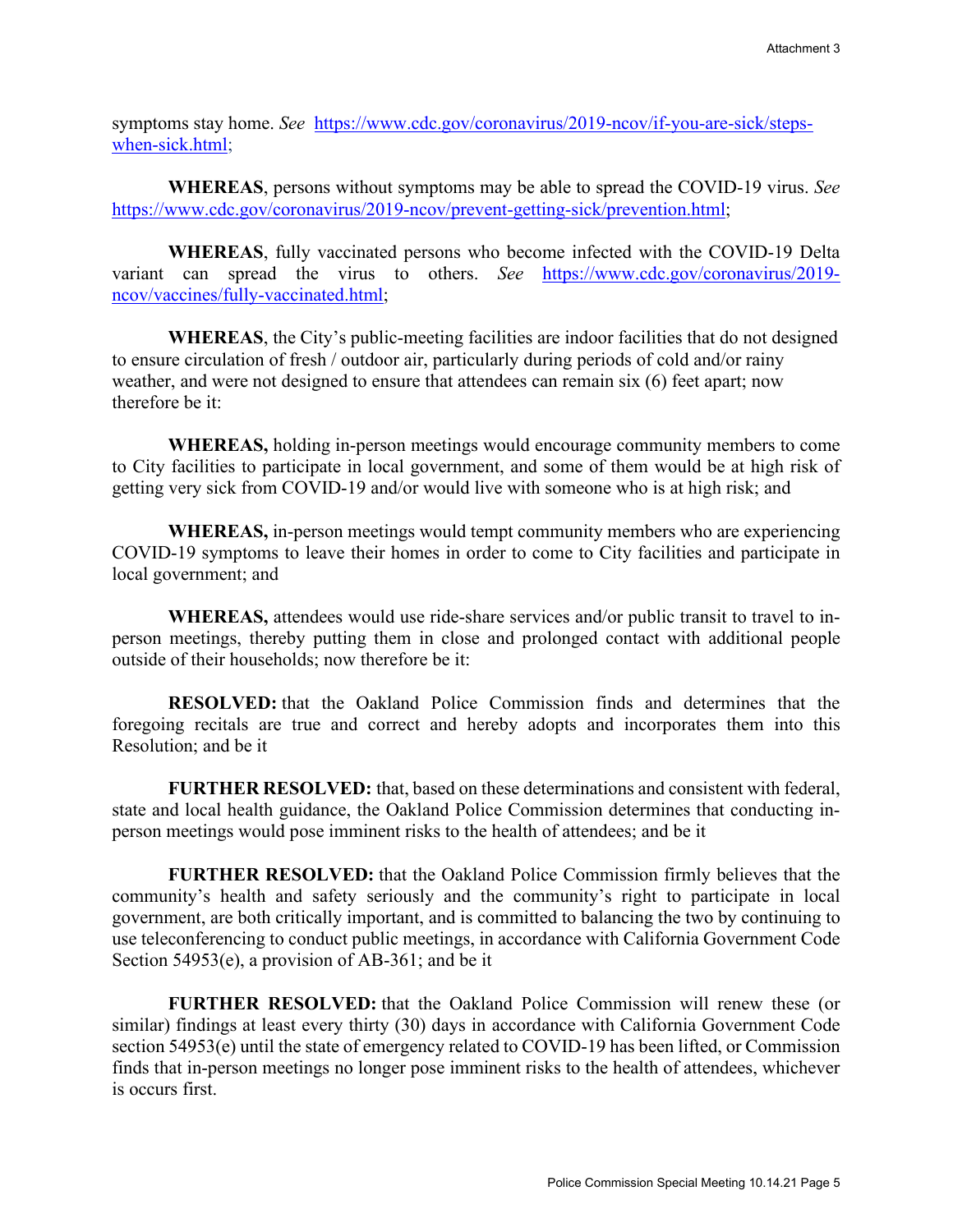symptoms stay home. *See* [https://www.cdc.gov/coronavirus/2019-ncov/if-you-are-sick/steps-when-sick.html](https://www.cdc.gov/coronavirus/2019-ncov/if-you-are-sick/steps-when-sick.html);

**WHEREAS**, persons without symptoms may be able to spread the COVID-19 virus. *See* [https://www.cdc.gov/coronavirus/2019-ncov/prevent-getting-sick/prevention.html](https://www.cdc.gov/coronavirus/2019-ncov/prevent-getting-sick/prevention.html);

**WHEREAS**, fully vaccinated persons who become infected with the COVID-19 Delta variant can spread the virus to others. *See* [https://www.cdc.gov/coronavirus/2019-ncov/vaccines/fully-vaccinated.html](https://www.cdc.gov/coronavirus/2019-ncov/vaccines/fully-vaccinated.html);

**WHEREAS**, the City's public-meeting facilities are indoor facilities that do not designed to ensure circulation of fresh / outdoor air, particularly during periods of cold and/or rainy weather, and were not designed to ensure that attendees can remain six (6) feet apart; now therefore be it:

**WHEREAS,** holding in-person meetings would encourage community members to come to City facilities to participate in local government, and some of them would be at high risk of getting very sick from COVID-19 and/or would live with someone who is at high risk; and

**WHEREAS,** in-person meetings would tempt community members who are experiencing COVID-19 symptoms to leave their homes in order to come to City facilities and participate in local government; and

**WHEREAS,** attendees would use ride-share services and/or public transit to travel to in-person meetings, thereby putting them in close and prolonged contact with additional people outside of their households; now therefore be it:

**RESOLVED:** that the Oakland Police Commission finds and determines that the foregoing recitals are true and correct and hereby adopts and incorporates them into this Resolution; and be it

**FURTHER RESOLVED:** that, based on these determinations and consistent with federal, state and local health guidance, the Oakland Police Commission determines that conducting in-person meetings would pose imminent risks to the health of attendees; and be it

**FURTHER RESOLVED:** that the Oakland Police Commission firmly believes that the community's health and safety seriously and the community's right to participate in local government, are both critically important, and is committed to balancing the two by continuing to use teleconferencing to conduct public meetings, in accordance with California Government Code Section 54953(e), a provision of AB-361; and be it

**FURTHER RESOLVED:** that the Oakland Police Commission will renew these (or similar) findings at least every thirty (30) days in accordance with California Government Code section 54953(e) until the state of emergency related to COVID-19 has been lifted, or Commission finds that in-person meetings no longer pose imminent risks to the health of attendees, whichever is occurs first.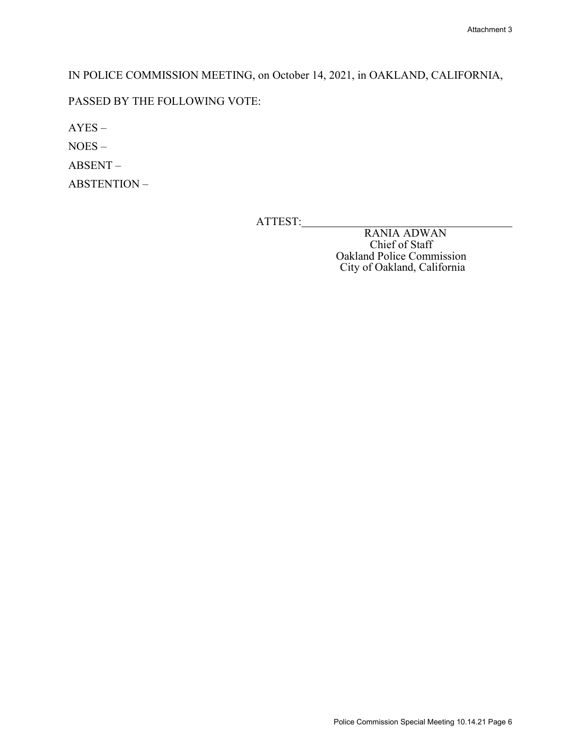IN POLICE COMMISSION MEETING, on October 14, 2021, in OAKLAND, CALIFORNIA,

PASSED BY THE FOLLOWING VOTE:

AYES –

NOES –

ABSENT –

ABSTENTION –

ATTEST:\_\_\_\_\_\_\_\_\_\_\_\_\_\_\_\_\_\_\_\_\_\_\_\_\_\_\_\_\_\_\_\_\_\_\_\_\_\_

RANIA ADWAN
Chief of Staff
Oakland Police Commission
City of Oakland, California